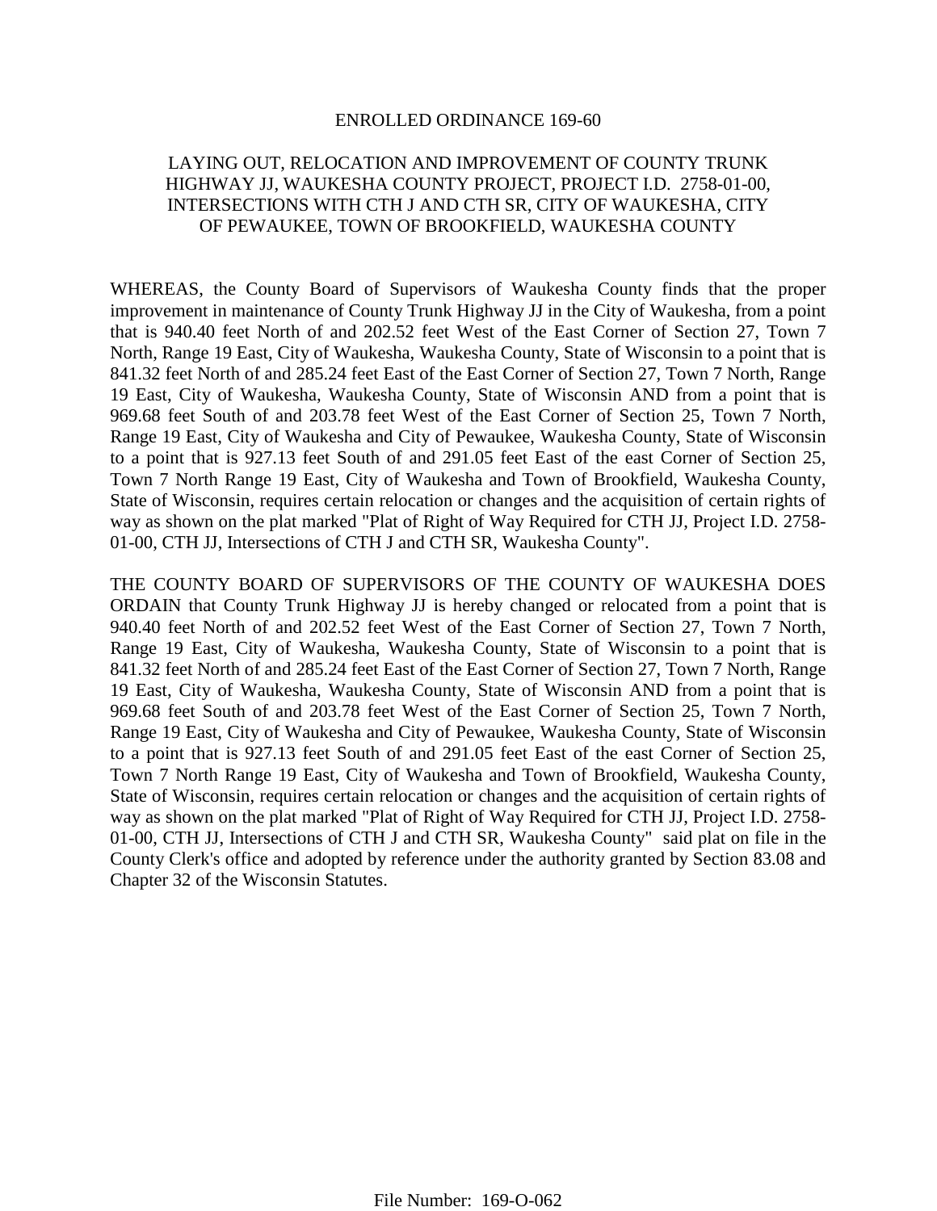ENROLLED ORDINANCE 169-60

LAYING OUT, RELOCATION AND IMPROVEMENT OF COUNTY TRUNK HIGHWAY JJ, WAUKESHA COUNTY PROJECT, PROJECT I.D. 2758-01-00, INTERSECTIONS WITH CTH J AND CTH SR, CITY OF WAUKESHA, CITY OF PEWAUKEE, TOWN OF BROOKFIELD, WAUKESHA COUNTY

WHEREAS, the County Board of Supervisors of Waukesha County finds that the proper improvement in maintenance of County Trunk Highway JJ in the City of Waukesha, from a point that is 940.40 feet North of and 202.52 feet West of the East Corner of Section 27, Town 7 North, Range 19 East, City of Waukesha, Waukesha County, State of Wisconsin to a point that is 841.32 feet North of and 285.24 feet East of the East Corner of Section 27, Town 7 North, Range 19 East, City of Waukesha, Waukesha County, State of Wisconsin AND from a point that is 969.68 feet South of and 203.78 feet West of the East Corner of Section 25, Town 7 North, Range 19 East, City of Waukesha and City of Pewaukee, Waukesha County, State of Wisconsin to a point that is 927.13 feet South of and 291.05 feet East of the east Corner of Section 25, Town 7 North Range 19 East, City of Waukesha and Town of Brookfield, Waukesha County, State of Wisconsin, requires certain relocation or changes and the acquisition of certain rights of way as shown on the plat marked "Plat of Right of Way Required for CTH JJ, Project I.D. 2758-01-00, CTH JJ, Intersections of CTH J and CTH SR, Waukesha County".

THE COUNTY BOARD OF SUPERVISORS OF THE COUNTY OF WAUKESHA DOES ORDAIN that County Trunk Highway JJ is hereby changed or relocated from a point that is 940.40 feet North of and 202.52 feet West of the East Corner of Section 27, Town 7 North, Range 19 East, City of Waukesha, Waukesha County, State of Wisconsin to a point that is 841.32 feet North of and 285.24 feet East of the East Corner of Section 27, Town 7 North, Range 19 East, City of Waukesha, Waukesha County, State of Wisconsin AND from a point that is 969.68 feet South of and 203.78 feet West of the East Corner of Section 25, Town 7 North, Range 19 East, City of Waukesha and City of Pewaukee, Waukesha County, State of Wisconsin to a point that is 927.13 feet South of and 291.05 feet East of the east Corner of Section 25, Town 7 North Range 19 East, City of Waukesha and Town of Brookfield, Waukesha County, State of Wisconsin, requires certain relocation or changes and the acquisition of certain rights of way as shown on the plat marked "Plat of Right of Way Required for CTH JJ, Project I.D. 2758-01-00, CTH JJ, Intersections of CTH J and CTH SR, Waukesha County" said plat on file in the County Clerk's office and adopted by reference under the authority granted by Section 83.08 and Chapter 32 of the Wisconsin Statutes.

File Number: 169-O-062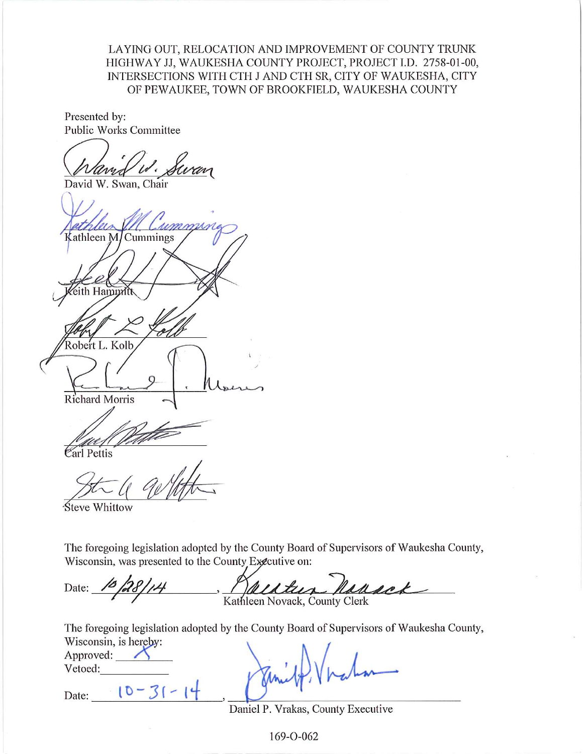LAYING OUT, RELOCATION AND IMPROVEMENT OF COUNTY TRUNK HIGHWAY JJ, WAUKESHA COUNTY PROJECT, PROJECT I.D. 2758-01-00, INTERSECTIONS WITH CTH J AND CTH SR, CITY OF WAUKESHA, CITY OF PEWAUKEE, TOWN OF BROOKFIELD, WAUKESHA COUNTY

Presented by:
Public Works Committee

David W. Swan, Chair

Kathleen M. Cummings

Keith Hammitt

Robert L. Kolb

Richard Morris

Carl Pettis

Steve Whittow

The foregoing legislation adopted by the County Board of Supervisors of Waukesha County, Wisconsin, was presented to the County Executive on:

Date: 10/28/14, Kathleen Novack, County Clerk

The foregoing legislation adopted by the County Board of Supervisors of Waukesha County, Wisconsin, is hereby:
Approved: X
Vetoed: ______

Date: 10-31-14, Daniel P. Vrakas, County Executive

169-O-062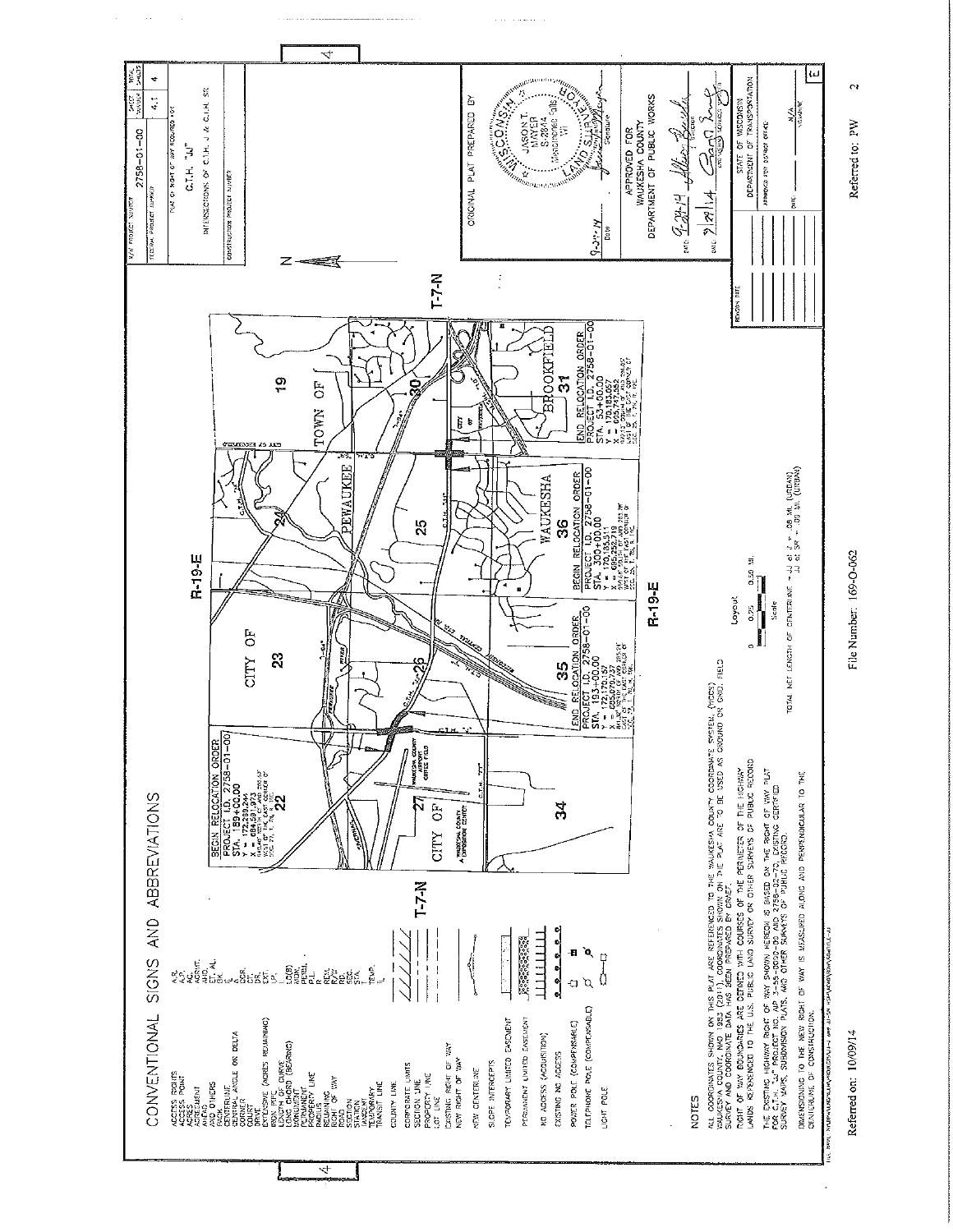# CONVENTIONAL SIGNS AND ABBREVIATIONS

| | |
|---|---|
| ACCESS RIGHTS | A.R. |
| ACCESS POINT | A.P. |
| ACRES | AC. |
| AGREEMENT | AGRMT. |
| AHEAD | AHD. |
| AND OTHERS | ET. AL. |
| BACK | BK. |
| CENTERLINE | ℄ |
| CENTRAL ANGLE OR DELTA | Δ |
| CORNER | COR. |
| COURT | CT. |
| DRIVE | DR. |
| EXISTING (ACRES REMAINING) | EX. |
| IRON PIPE | I.P. |
| LENGTH OF CURVE | L |
| LONG CHORD (BEARING) | LC(B) |
| MONUMENT | MON. |
| PERMANENT | PERM. |
| PROPERTY LINE | P.L. |
| RADIUS | R |
| REMAINING | REM. |
| RIGHT OF WAY | R/W |
| ROAD | RD. |
| SECTION | SEC. |
| STATION | STA. |
| TANGENT | T |
| TEMPORARY | TEMP. |
| TRANSIT LINE | TL |
| COUNTY LINE | |
| CORPORATE LIMITS | |
| SECTION LINE | |
| PROPERTY LINE | |
| LOT LINE | |
| EXISTING RIGHT OF WAY | |
| NEW RIGHT OF WAY | |
| NEW CENTERLINE | |
| SLOPE INTERCEPTS | |
| TEMPORARY LIMITED EASEMENT | |
| PERMANENT LIMITED EASEMENT | |
| NO ACCESS (ACQUISITION) | |
| EXISTING NO ACCESS | |
| POWER POLE (COMPENSABLE) | |
| TELEPHONE POLE (COMPENSABLE) | |
| LIGHT POLE | |

BEGIN RELOCATION ORDER
PROJECT I.D. 2758-01-00
STA. 159+00.00
Y = 172,239.244
X = 685,591.973

END RELOCATION ORDER
PROJECT I.D. 2758-01-00
STA. 193+00.00
Y = 172,170.157
X = 685,070.737

BEGIN RELOCATION ORDER
PROJECT I.D. 2758-01-00
STA. 300+00.00
Y = 170,185.511
X = 685,252.719

END RELOCATION ORDER
PROJECT I.D. 2758-01-00
STA. 53+00.00
Y = 170,105.057
X = 685,747.052

TOWN OF PEWAUKEE — CITY OF WAUKESHA — CITY OF BROOKFIELD — CITY OF PEWAUKEE

T-7-N R-19-E

Sections 19, 20, 22, 23, 24, 25, 26, 27, 30, 31, 34, 35, 36

WAUKESHA COUNTY AIRPORT CRITES FIELD — WAUKESHA COUNTY EXPOSITION CENTER

C.T.H. "JJ" — C.T.H. "J" — C.T.H. "SR" — PEWAUKEE RIVER

Layout

0 — 0.25 — 0.50 MI.

Scale

TOTAL NET LENGTH OF CENTERLINE = JJ at J = .08 MI. (URBAN)
JJ at SR = .09 MI. (URBAN)

## NOTES

ALL COORDINATES SHOWN ON THIS PLAT ARE REFERENCED TO THE WAUKESHA COUNTY COORDINATE SYSTEM, (WCCS) WAUKESHA COUNTY, NAD 1983 (2011). COORDINATES SHOWN ON THE PLAT ARE TO BE USED AS GROUND OR GRID. FIELD SURVEY AND COORDINATE DATA HAS BEEN PREPARED BY GRAEF.

RIGHT OF WAY BOUNDARIES ARE DEFINED WITH COURSES OF THE PERIMETER OF THE HIGHWAY LANDS REFERENCED TO THE U.S. PUBLIC LAND SURVEY OR OTHER SURVEYS OF PUBLIC RECORD.

THE EXISTING HIGHWAY RIGHT OF WAY SHOWN HEREON IS BASED ON THE RIGHT OF WAY PLAT FOR C.T.H. "JJ" PROJECT NO. NP 3-55-0000-99 AND 2758-02-70, EXISTING CERTIFIED SURVEY MAPS, SUBDIVISION PLATS, AND OTHER SURVEYS OF PUBLIC RECORD.

DIMENSIONING TO THE NEW RIGHT OF WAY IS MEASURED ALONG AND PERPENDICULAR TO THE CENTERLINE OF CONSTRUCTION.

| | |
|---|---|
| R/W PROJECT NUMBER | 2758-01-00 |
| SHEET NUMBER | 4.1 |
| TOTAL SHEETS | 4 |

PLAT OF RIGHT OF WAY REQUIRED FOR
C.T.H. "JJ"
INTERSECTIONS OF C.T.H. J & C.T.H. SR

ORIGINAL PLAT PREPARED BY
WISCONSIN JASON T. MAYER S-2814 WINDING GOOD ... LAND SURVEYOR
9-24-14 Date — Signature

APPROVED FOR
WAUKESHA COUNTY
DEPARTMENT OF PUBLIC WORKS

DATE: 9-24-14 — ENGINEER
DATE: 9/29/14 — ENGINEERING SERVICES MGR

STATE OF WISCONSIN
DEPARTMENT OF TRANSPORTATION
APPROVED FOR DISTRICT OFFICE
DATE: ___ N/A SIGNATURE

Referred on: 10/09/14 — File Number: 169-O-062 — Referred to: PW 2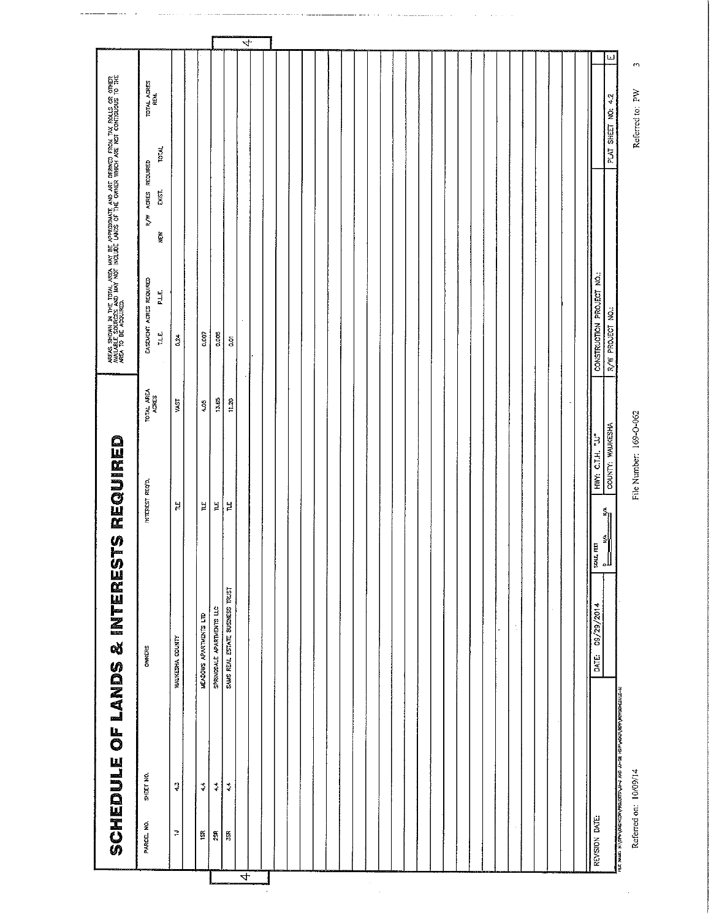# SCHEDULE OF LANDS & INTERESTS REQUIRED

AREAS SHOWN IN THE TOTAL AREA MAY BE APPROXIMATE AND ARE DERIVED FROM TAX ROLLS OR OTHER AVAILABLE SOURCES AND MAY NOT INCLUDE LANDS OF THE OWNER WHICH ARE NOT CONTIGUOUS TO THE AREA TO BE ACQUIRED.

| PARCEL NO. | SHEET NO. | OWNERS | INTEREST REQ'D. | TOTAL AREA ACRES | EASEMENT ACRES REQUIRED | | R/W ACRES REQUIRED | | | TOTAL ACRES REM. |
|---|---|---|---|---|---|---|---|---|---|---|
| | | | | | T.L.E. | P.L.E. | NEW | EXIST. | TOTAL | |
| 1J | 4.3 | WAUKESHA COUNTY | TLE | VAST | 0.24 | | | | | |
| 1SR | 4.4 | MEADOWS APARTMENTS LTD | TLE | 4.05 | 0.007 | | | | | |
| 2SR | 4.4 | SPRINGDALE APARTMENTS LLC | TLE | 13.85 | 0.005 | | | | | |
| 3SR | 4.4 | SAMS REAL ESTATE BUSINESS TRUST | TLE | 11.20 | 0.01 | | | | | |

| REVISION DATE: | DATE: 09/29/2014 | SCALE, FEET 0 N/A N/A | HWY: C.T.H. "JJ" | CONSTRUCTION PROJECT NO.: | |
|---|---|---|---|---|---|
| | | | COUNTY: WAUKESHA | R/W PROJECT NO.: | PLAT SHEET NO: 4.2 E |

Referred on: 10/09/14

File Number: 169-O-062

Referred to: PW 3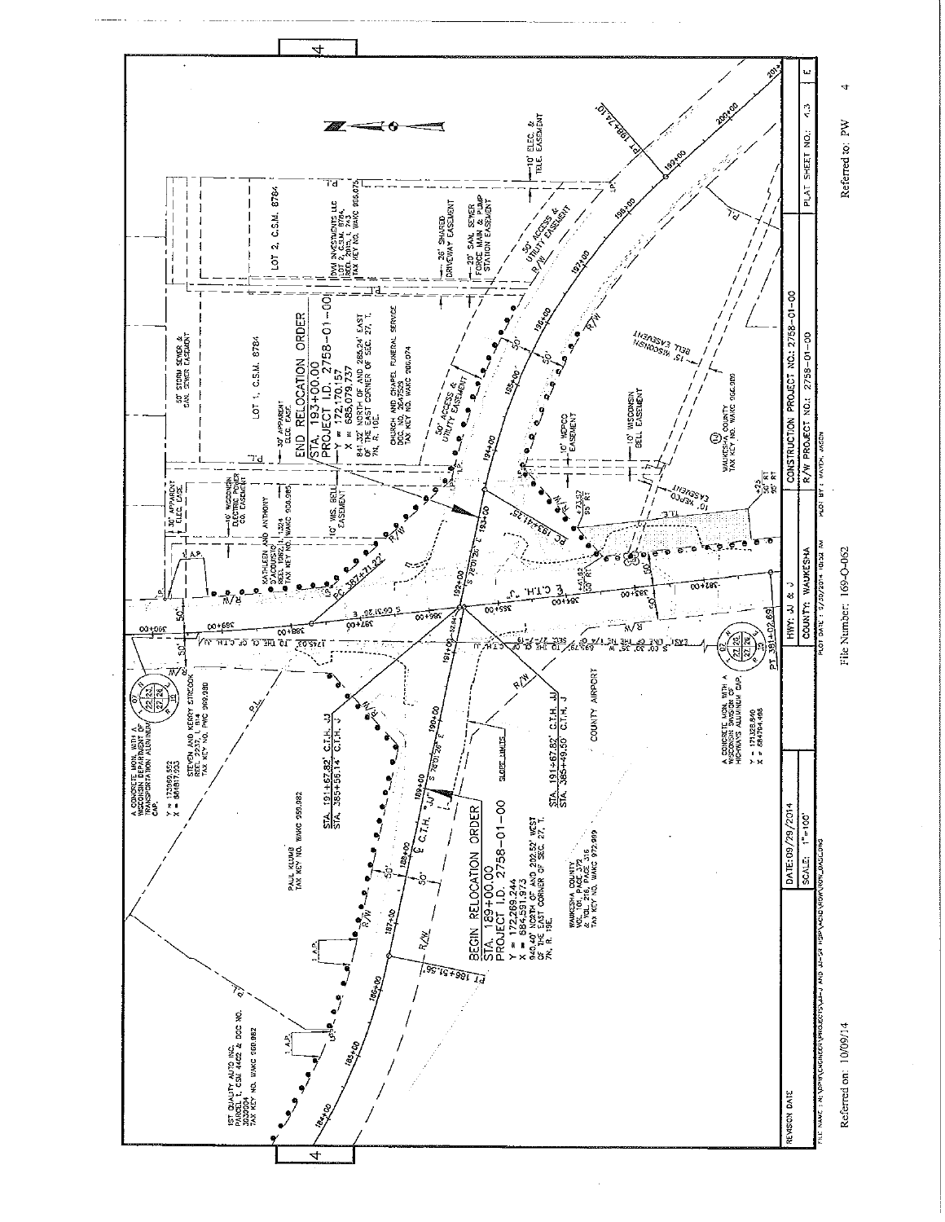BEGIN RELOCATION ORDER
STA. 189+00.00
PROJECT I.D. 2758-01-00
Y = 172,269.244
X = 684,591.973
940.40' NORTH OF AND 202.52' WEST OF THE EAST CORNER OF SEC. 27, T. 7N, R. 19E.

END RELOCATION ORDER
STA. 193+00.00
PROJECT I.D. 2758-01-00
Y = 172,170.157
X = 685,079.737
841.32' NORTH OF AND 285.24' EAST OF THE EAST CORNER OF SEC. 27, T. 7N, R. 19E.

STA. 191+67.82' C.T.H. JJ
STA. 385+56.14' C.T.H. J

STA. 191+67.82' C.T.H. JJ
STA. 385+49.50' C.T.H. J

A CONCRETE MON. WITH A WISCONSIN DEPARTMENT OF TRANSPORTATION ALUMINUM CAP.
Y = 172660.552
X = 684817.933

A CONCRETE MON. WITH A WISCONSIN DIVISION OF HIGHWAYS ALUMINUM CAP.
Y = 171328.840
X = 684794.468

1ST QUALITY AUTO INC. PARCEL 1, CSM 4402 & DOC NO. 3030904
TAX KEY NO. WAKC 000.982

PAUL KLUMB
TAX KEY NO. WAKC 999.982

STEVEN AND KERRY STRECOK
REEL 2237, I. 814
TAX KEY NO. PWC 969.980

KATHLEEN AND ANTHONY
REEL 1062, I. 1324
TAX KEY NO. WAKC 950.985

CHURCH AND CHAPEL FUNERAL SERVICE
DOC. NO. 2647529
TAX KEY NO. WAKC 960.074

DYM INVESTMENTS LLC
LOT 2, C.S.M. 8784,
REEL 2015, I. 743
TAX KEY NO. WAKC 960.075

LOT 1, C.S.M. 8784
LOT 2, C.S.M. 8784

WAUKESHA COUNTY
VOL. 101, PAGE 372
& VOL. 216, PAGE 316
TAX KEY NO. WAKC 972.999

WAUKESHA COUNTY
TAX KEY NO. WAKC 966.999

COUNTY AIRPORT

50' STORM SEWER & SAN. SEWER EASEMENT
30' APPARENT ELEC. EASE.
10' WISCONSIN ELECTRIC POWER CO. EASEMENT
10' WIS. BELL EASEMENT
50' ACCESS & UTILITY EASEMENT
26' SHARED DRIVEWAY EASEMENT
20' SAN. SEWER FORCE MAIN & PUMP STATION EASEMENT
10' ELEC. & TELE. EASEMENT
15' WISCONSIN BELL EASEMENT
10' WEPCO EASEMENT
10' WISCONSIN BELL EASEMENT

PC 387+71.22'
PC 193+41.35'
PT 196+74.10'
PT 186+51.56'
PT 381+02.69'

S 78°01'26" E
S 05°51'26" E
℄ C.T.H. "J"
℄ C.T.H. "JJ"

1745.03' TO THE ℄ OF C.T.H. JJ
SEE 27-7-19 ... THE S.E. 1/4 OF THE 1/4 OF
EAST LINE OF S 00°35' W

SLOPE LIMITS

| REVISION DATE | DATE: 09/29/2014 | HWY: JJ & J | CONSTRUCTION PROJECT NO.: 2758-01-00 | PLAT SHEET NO.: 4.3 | E |
|---|---|---|---|---|---|
| | SCALE: 1"=100' | COUNTY: WAUKESHA | R/W PROJECT NO.: 2758-01-00 | | |

Referred on: 10/09/14

File Number: 169-O-062

Referred to: PW 4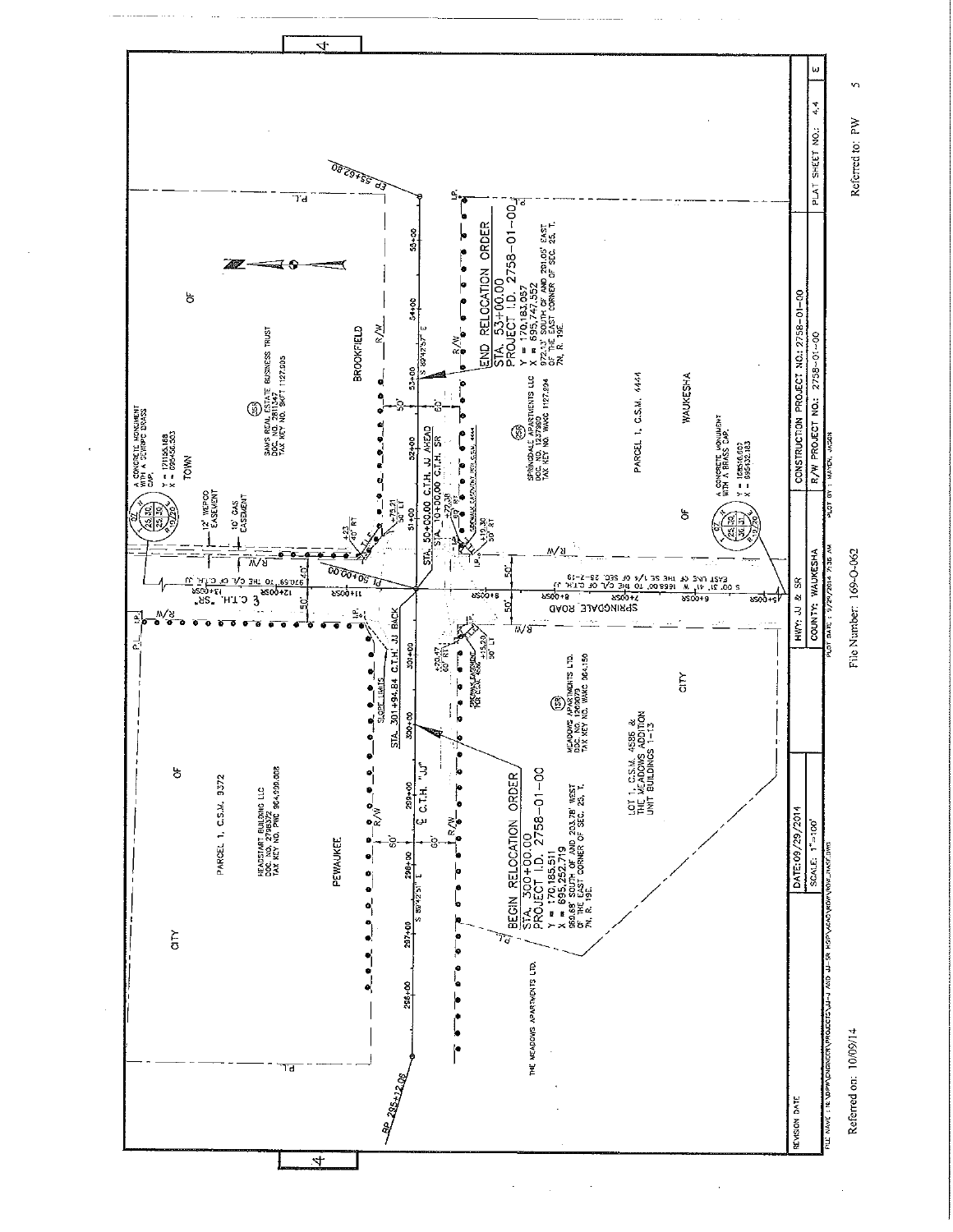BEGIN RELOCATION ORDER
STA. 300+00.00
PROJECT I.D. 2758-01-00
Y = 170,185.511
X = 695,252.719
959.68' SOUTH OF AND 203.78' WEST OF THE EAST CORNER OF SEC. 25, T. 7N, R. 19E.

END RELOCATION ORDER
STA. 53+00.00
PROJECT I.D. 2758-01-00
Y = 170,183.957
X = 695,747.552
972.13' SOUTH OF AND 291.05' EAST OF THE EAST CORNER OF SEC. 25, T. 7N, R. 19E.

STA. 50+00.00 C.T.H. JJ AHEAD
STA. 10+00.00 C.T.H. SR

STA. 301+94.84 C.T.H. JJ BACK

PI 50+00.00

S 00°31'41" W 1668.00' TO THE SE 1/4 OF SEC. 25-7-19
EAST LINE OF THE SE 1/4 OF SEC. 25-7-19

970.69' TO THE C/L OF C.T.H.

SPRINGDALE ROAD

C.T.H. "SR"

C.T.H. "JJ"

S 89°42'51" E

S 89°42'57" E

BP 295+12.06

EP 55+62.80

A CONCRETE MONUMENT WITH A DEWRPC BRASS CAP.
Y = 171156.188
X = 695456.303

A CONCRETE MONUMENT WITH A BRASS CAP.
Y = 168516.602
X = 695432.163

SAMS REAL ESTATE BUSINESS TRUST
DOC. NO. 2911347
TAX KEY NO. BKFT 1127.995

SPRINGDALE APARTMENTS LLC
DOC. NO. 1237780
TAX KEY NO. WAKC 1127.994

HEADSTART BUILDING LLC
DOC. NO. 2798372
TAX KEY NO. PWC 964.999.008

MEADOWS APARTMENTS LTD.
DOC. NO. 1263079
TAX KEY NO. WAKC 964.150

THE MEADOWS APARTMENTS LTD.

PARCEL 1, C.S.M. 3372

PARCEL 1, C.S.M. 4444

LOT 1, C.S.M. 4586 &
THE MEADOWS ADDITION
UNIT BUILDINGS 1-13

TOWN OF BROOKFIELD

CITY OF WAUKESHA

CITY OF PEWAUKEE

12' WEPCO EASEMENT

10' GAS EASEMENT

SLOPE LIMITS

SIDEWALK EASEMENT PER C.S.M. 4444

SIDEWALK EASEMENT PER C.S.M. 4586

| REVISION DATE | DATE: 09/29/2014 | HWY: JJ & SR | CONSTRUCTION PROJECT NO.: 2758-01-00 | PLAT SHEET NO.: 4.4 | E |
|---|---|---|---|---|---|
| | SCALE: 1"=100' | COUNTY: WAUKESHA | R/W PROJECT NO.: 2758-01-00 | | |

PLOT DATE: 9/29/2014 7:35 AM    PLOT BY: MAYER, JASON

Referred on: 10/09/14

File Number: 169-0-062

Referred to: PW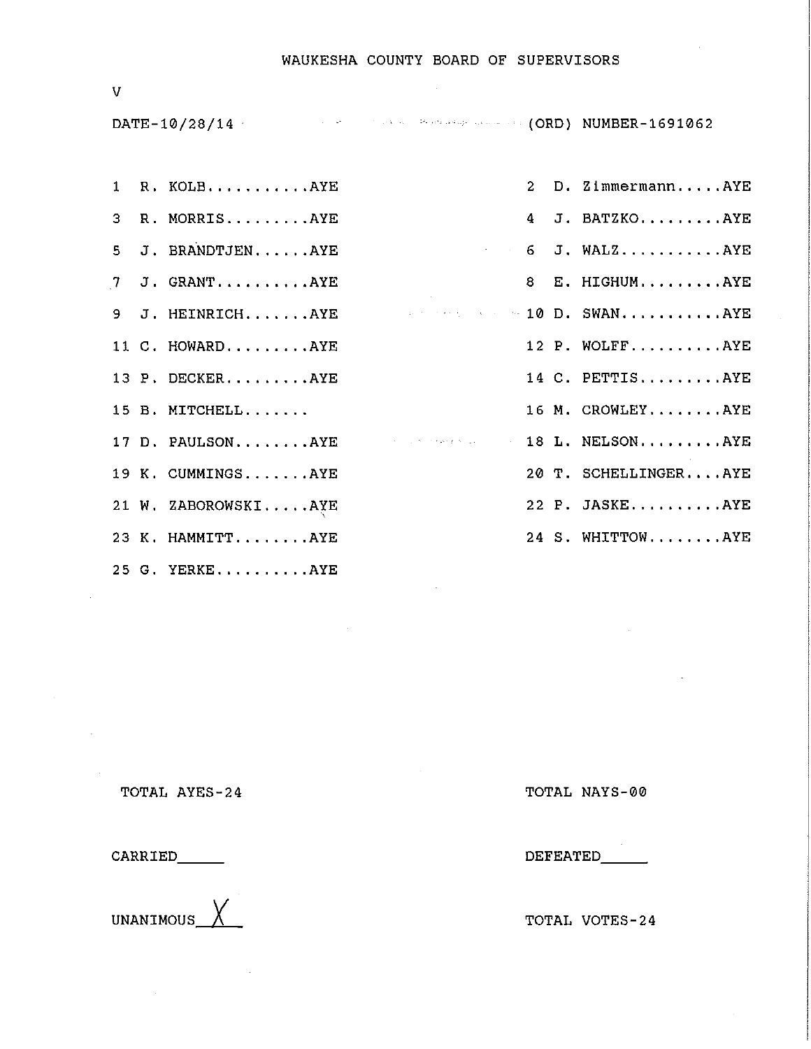WAUKESHA COUNTY BOARD OF SUPERVISORS

V

DATE-10/28/14 (ORD) NUMBER-1691062

1 R. KOLB...........AYE

2 D. Zimmermann.....AYE

3 R. MORRIS.........AYE

4 J. BATZKO.........AYE

5 J. BRANDTJEN......AYE

6 J. WALZ...........AYE

7 J. GRANT..........AYE

8 E. HIGHUM.........AYE

9 J. HEINRICH.......AYE

10 D. SWAN...........AYE

11 C. HOWARD.........AYE

12 P. WOLFF..........AYE

13 P. DECKER.........AYE

14 C. PETTIS.........AYE

15 B. MITCHELL.......

16 M. CROWLEY........AYE

17 D. PAULSON........AYE

18 L. NELSON.........AYE

19 K. CUMMINGS.......AYE

20 T. SCHELLINGER....AYE

21 W. ZABOROWSKI.....AYE

22 P. JASKE..........AYE

23 K. HAMMITT........AYE

24 S. WHITTOW........AYE

25 G. YERKE..........AYE

TOTAL AYES-24

TOTAL NAYS-00

CARRIED_____

DEFEATED_____

UNANIMOUS X

TOTAL VOTES-24